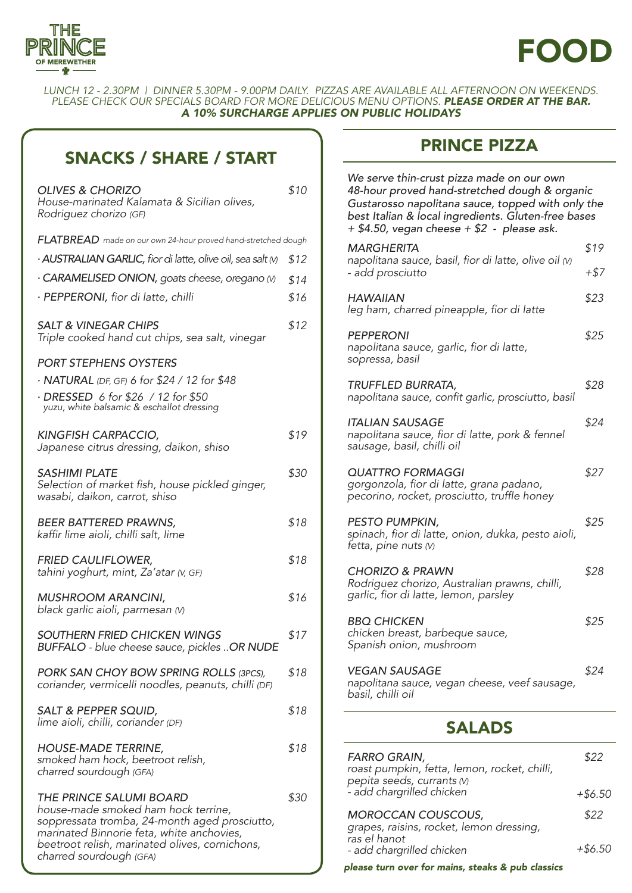# THE PRINCE OF MEREWETHER

# FOOD

*LUNCH 12 - 2.30PM | DINNER 5.30PM - 9.00PM DAILY. PIZZAS ARE AVAILABLE ALL AFTERNOON ON WEEKENDS.*
*PLEASE CHECK OUR SPECIALS BOARD FOR MORE DELICIOUS MENU OPTIONS.* ***PLEASE ORDER AT THE BAR.***
***A 10% SURCHARGE APPLIES ON PUBLIC HOLIDAYS***

## SNACKS / SHARE / START

*OLIVES & CHORIZO* — *$10*
*House-marinated Kalamata & Sicilian olives, Rodriguez chorizo (GF)*

*FLATBREAD made on our own 24-hour proved hand-stretched dough*
- *AUSTRALIAN GARLIC, fior di latte, olive oil, sea salt (V)* — *$12*
- *CARAMELISED ONION, goats cheese, oregano (V)* — *$14*
- *PEPPERONI, fior di latte, chilli* — *$16*

*SALT & VINEGAR CHIPS* — *$12*
*Triple cooked hand cut chips, sea salt, vinegar*

*PORT STEPHENS OYSTERS*
- *NATURAL (DF, GF) 6 for $24 / 12 for $48*
- *DRESSED 6 for $26 / 12 for $50*
  *yuzu, white balsamic & eschallot dressing*

*KINGFISH CARPACCIO,* — *$19*
*Japanese citrus dressing, daikon, shiso*

*SASHIMI PLATE* — *$30*
*Selection of market fish, house pickled ginger, wasabi, daikon, carrot, shiso*

*BEER BATTERED PRAWNS,* — *$18*
*kaffir lime aioli, chilli salt, lime*

*FRIED CAULIFLOWER,* — *$18*
*tahini yoghurt, mint, Za'atar (V, GF)*

*MUSHROOM ARANCINI,* — *$16*
*black garlic aioli, parmesan (V)*

*SOUTHERN FRIED CHICKEN WINGS* — *$17*
*BUFFALO - blue cheese sauce, pickles ..OR NUDE*

*PORK SAN CHOY BOW SPRING ROLLS (3PCS),* — *$18*
*coriander, vermicelli noodles, peanuts, chilli (DF)*

*SALT & PEPPER SQUID,* — *$18*
*lime aioli, chilli, coriander (DF)*

*HOUSE-MADE TERRINE,* — *$18*
*smoked ham hock, beetroot relish, charred sourdough (GFA)*

*THE PRINCE SALUMI BOARD* — *$30*
*house-made smoked ham hock terrine, soppressata tromba, 24-month aged prosciutto, marinated Binnorie feta, white anchovies, beetroot relish, marinated olives, cornichons, charred sourdough (GFA)*

## PRINCE PIZZA

*We serve thin-crust pizza made on our own 48-hour proved hand-stretched dough & organic Gustarosso napolitana sauce, topped with only the best Italian & local ingredients. Gluten-free bases + $4.50, vegan cheese + $2 - please ask.*

*MARGHERITA* — *$19*
*napolitana sauce, basil, fior di latte, olive oil (V)*
*- add prosciutto* — *+$7*

*HAWAIIAN* — *$23*
*leg ham, charred pineapple, fior di latte*

*PEPPERONI* — *$25*
*napolitana sauce, garlic, fior di latte, sopressa, basil*

*TRUFFLED BURRATA,* — *$28*
*napolitana sauce, confit garlic, prosciutto, basil*

*ITALIAN SAUSAGE* — *$24*
*napolitana sauce, fior di latte, pork & fennel sausage, basil, chilli oil*

*QUATTRO FORMAGGI* — *$27*
*gorgonzola, fior di latte, grana padano, pecorino, rocket, prosciutto, truffle honey*

*PESTO PUMPKIN,* — *$25*
*spinach, fior di latte, onion, dukka, pesto aioli, fetta, pine nuts (V)*

*CHORIZO & PRAWN* — *$28*
*Rodriguez chorizo, Australian prawns, chilli, garlic, fior di latte, lemon, parsley*

*BBQ CHICKEN* — *$25*
*chicken breast, barbeque sauce, Spanish onion, mushroom*

*VEGAN SAUSAGE* — *$24*
*napolitana sauce, vegan cheese, veef sausage, basil, chilli oil*

## SALADS

*FARRO GRAIN,* — *$22*
*roast pumpkin, fetta, lemon, rocket, chilli, pepita seeds, currants (V)*
*- add chargrilled chicken* — *+$6.50*

*MOROCCAN COUSCOUS,* — *$22*
*grapes, raisins, rocket, lemon dressing, ras el hanot*
*- add chargrilled chicken* — *+$6.50*

***please turn over for mains, steaks & pub classics***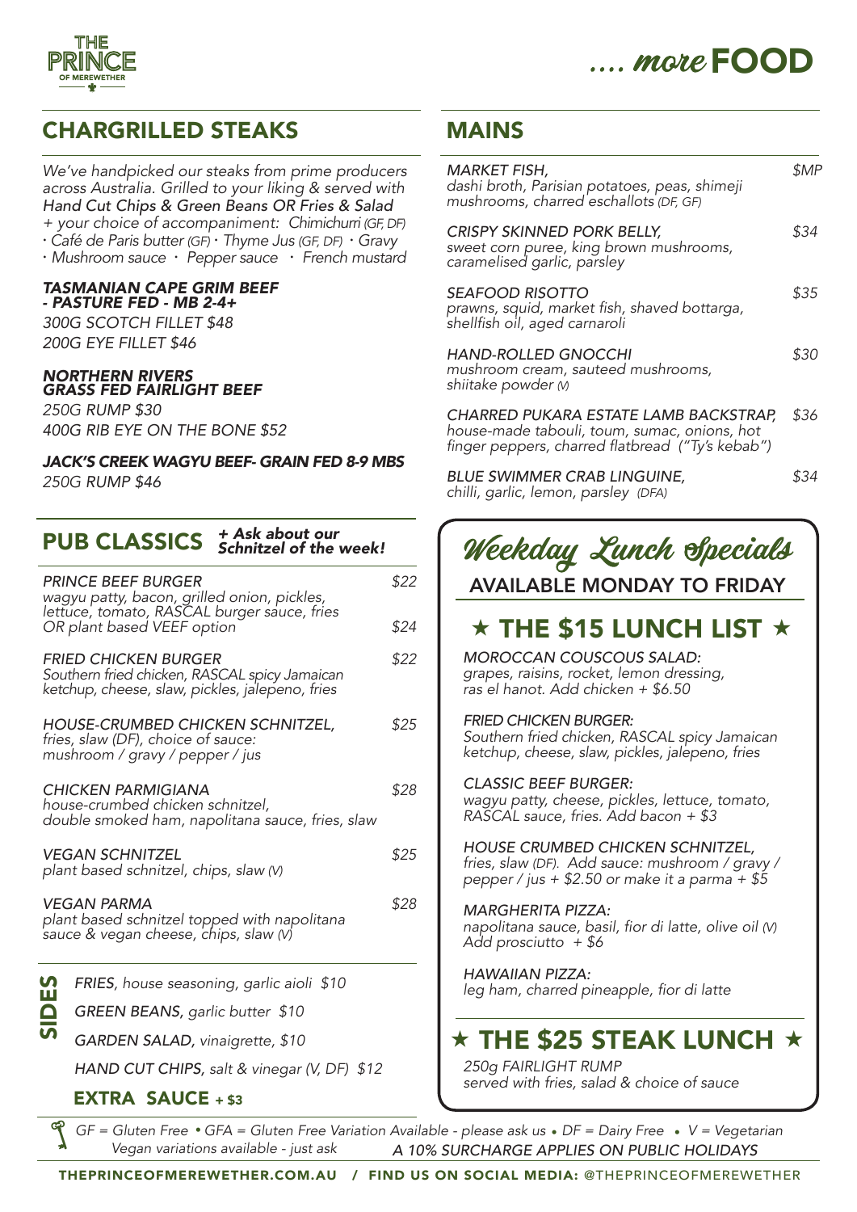THE PRINCE OF MEREWETHER

# .... more FOOD

## CHARGRILLED STEAKS

*We've handpicked our steaks from prime producers across Australia. Grilled to your liking & served with Hand Cut Chips & Green Beans OR Fries & Salad + your choice of accompaniment: Chimichurri (GF, DF) · Café de Paris butter (GF) · Thyme Jus (GF, DF) · Gravy · Mushroom sauce · Pepper sauce · French mustard*

### TASMANIAN CAPE GRIM BEEF - PASTURE FED - MB 2-4+

*300G SCOTCH FILLET $48*

*200G EYE FILLET $46*

### NORTHERN RIVERS GRASS FED FAIRLIGHT BEEF

*250G RUMP $30*

*400G RIB EYE ON THE BONE $52*

### JACK'S CREEK WAGYU BEEF- GRAIN FED 8-9 MBS

*250G RUMP $46*

## PUB CLASSICS *+ Ask about our Schnitzel of the week!*

*PRINCE BEEF BURGER* — $22
*wagyu patty, bacon, grilled onion, pickles, lettuce, tomato, RASCAL burger sauce, fries*
*OR plant based VEEF option* — $24

*FRIED CHICKEN BURGER* — $22
*Southern fried chicken, RASCAL spicy Jamaican ketchup, cheese, slaw, pickles, jalepeno, fries*

*HOUSE-CRUMBED CHICKEN SCHNITZEL,* — $25
*fries, slaw (DF), choice of sauce: mushroom / gravy / pepper / jus*

*CHICKEN PARMIGIANA* — $28
*house-crumbed chicken schnitzel, double smoked ham, napolitana sauce, fries, slaw*

*VEGAN SCHNITZEL* — $25
*plant based schnitzel, chips, slaw (V)*

*VEGAN PARMA* — $28
*plant based schnitzel topped with napolitana sauce & vegan cheese, chips, slaw (V)*

## SIDES

*FRIES, house seasoning, garlic aioli $10*

*GREEN BEANS, garlic butter $10*

*GARDEN SALAD, vinaigrette, $10*

*HAND CUT CHIPS, salt & vinegar (V, DF) $12*

**EXTRA SAUCE + $3**

## MAINS

*MARKET FISH,* — $MP
*dashi broth, Parisian potatoes, peas, shimeji mushrooms, charred eschallots (DF, GF)*

*CRISPY SKINNED PORK BELLY,* — $34
*sweet corn puree, king brown mushrooms, caramelised garlic, parsley*

*SEAFOOD RISOTTO* — $35
*prawns, squid, market fish, shaved bottarga, shellfish oil, aged carnaroli*

*HAND-ROLLED GNOCCHI* — $30
*mushroom cream, sauteed mushrooms, shiitake powder (V)*

*CHARRED PUKARA ESTATE LAMB BACKSTRAP,* — $36
*house-made tabouli, toum, sumac, onions, hot finger peppers, charred flatbread ("Ty's kebab")*

*BLUE SWIMMER CRAB LINGUINE,* — $34
*chilli, garlic, lemon, parsley (DFA)*

## Weekday Lunch Specials

### AVAILABLE MONDAY TO FRIDAY

### ★ THE $15 LUNCH LIST ★

*MOROCCAN COUSCOUS SALAD:*
*grapes, raisins, rocket, lemon dressing, ras el hanot. Add chicken + $6.50*

*FRIED CHICKEN BURGER:*
*Southern fried chicken, RASCAL spicy Jamaican ketchup, cheese, slaw, pickles, jalepeno, fries*

*CLASSIC BEEF BURGER:*
*wagyu patty, cheese, pickles, lettuce, tomato, RASCAL sauce, fries. Add bacon + $3*

*HOUSE CRUMBED CHICKEN SCHNITZEL,*
*fries, slaw (DF). Add sauce: mushroom / gravy / pepper / jus + $2.50 or make it a parma + $5*

*MARGHERITA PIZZA:*
*napolitana sauce, basil, fior di latte, olive oil (V) Add prosciutto + $6*

*HAWAIIAN PIZZA:*
*leg ham, charred pineapple, fior di latte*

### ★ THE $25 STEAK LUNCH ★

*250g FAIRLIGHT RUMP*
*served with fries, salad & choice of sauce*

*GF = Gluten Free • GFA = Gluten Free Variation Available - please ask us • DF = Dairy Free • V = Vegetarian*
*Vegan variations available - just ask*

*A 10% SURCHARGE APPLIES ON PUBLIC HOLIDAYS*

THEPRINCEOFMEREWETHER.COM.AU / FIND US ON SOCIAL MEDIA: @THEPRINCEOFMEREWETHER